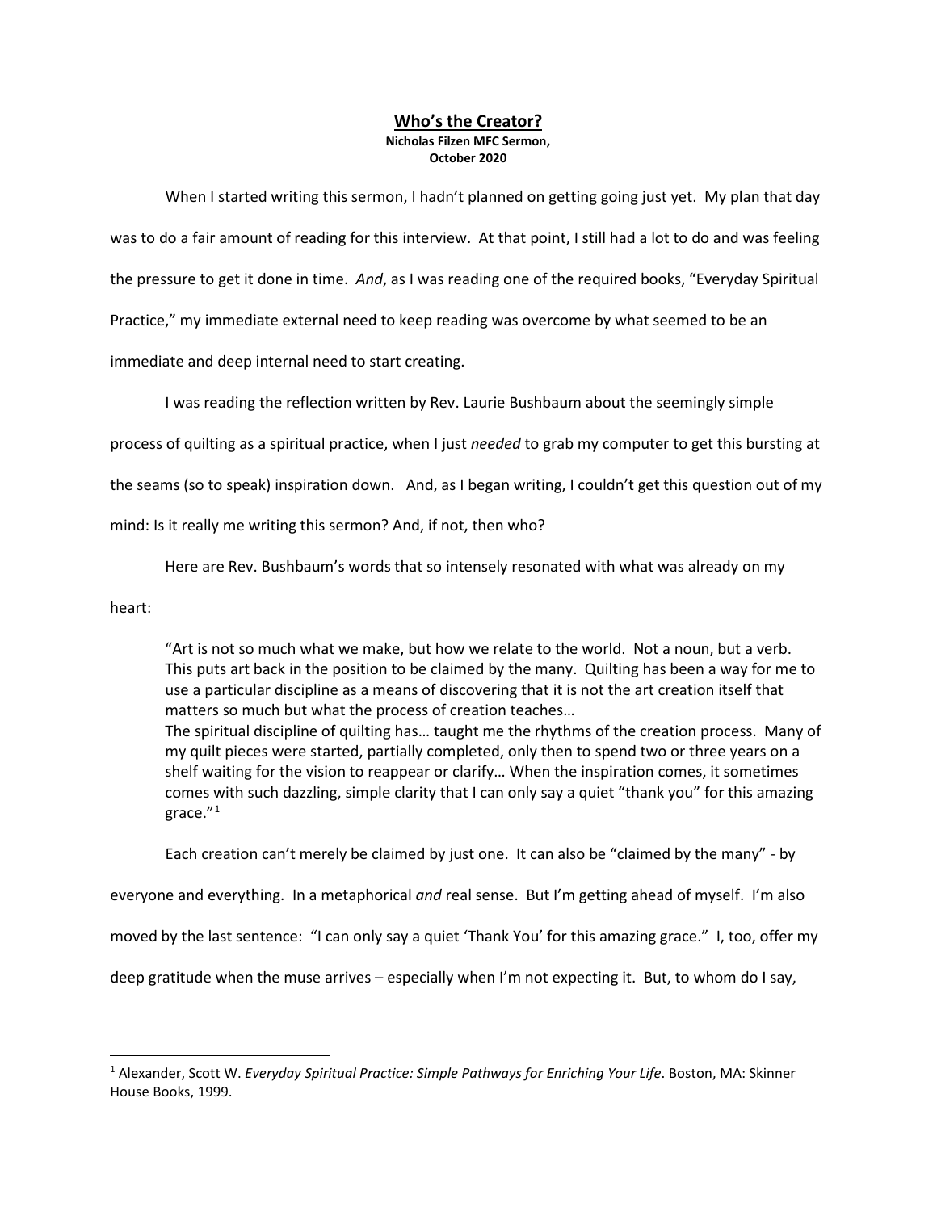# Who's the Creator?

**Nicholas Filzen MFC Sermon,**
**October 2020**

When I started writing this sermon, I hadn't planned on getting going just yet. My plan that day was to do a fair amount of reading for this interview. At that point, I still had a lot to do and was feeling the pressure to get it done in time. *And*, as I was reading one of the required books, "Everyday Spiritual Practice," my immediate external need to keep reading was overcome by what seemed to be an immediate and deep internal need to start creating.

I was reading the reflection written by Rev. Laurie Bushbaum about the seemingly simple process of quilting as a spiritual practice, when I just *needed* to grab my computer to get this bursting at the seams (so to speak) inspiration down. And, as I began writing, I couldn't get this question out of my mind: Is it really me writing this sermon? And, if not, then who?

Here are Rev. Bushbaum's words that so intensely resonated with what was already on my heart:

> "Art is not so much what we make, but how we relate to the world. Not a noun, but a verb. This puts art back in the position to be claimed by the many. Quilting has been a way for me to use a particular discipline as a means of discovering that it is not the art creation itself that matters so much but what the process of creation teaches…
> The spiritual discipline of quilting has… taught me the rhythms of the creation process. Many of my quilt pieces were started, partially completed, only then to spend two or three years on a shelf waiting for the vision to reappear or clarify… When the inspiration comes, it sometimes comes with such dazzling, simple clarity that I can only say a quiet "thank you" for this amazing grace."[1]

Each creation can't merely be claimed by just one. It can also be "claimed by the many" - by everyone and everything. In a metaphorical *and* real sense. But I'm getting ahead of myself. I'm also moved by the last sentence: "I can only say a quiet 'Thank You' for this amazing grace." I, too, offer my deep gratitude when the muse arrives – especially when I'm not expecting it. But, to whom do I say,

---

[1] Alexander, Scott W. *Everyday Spiritual Practice: Simple Pathways for Enriching Your Life*. Boston, MA: Skinner House Books, 1999.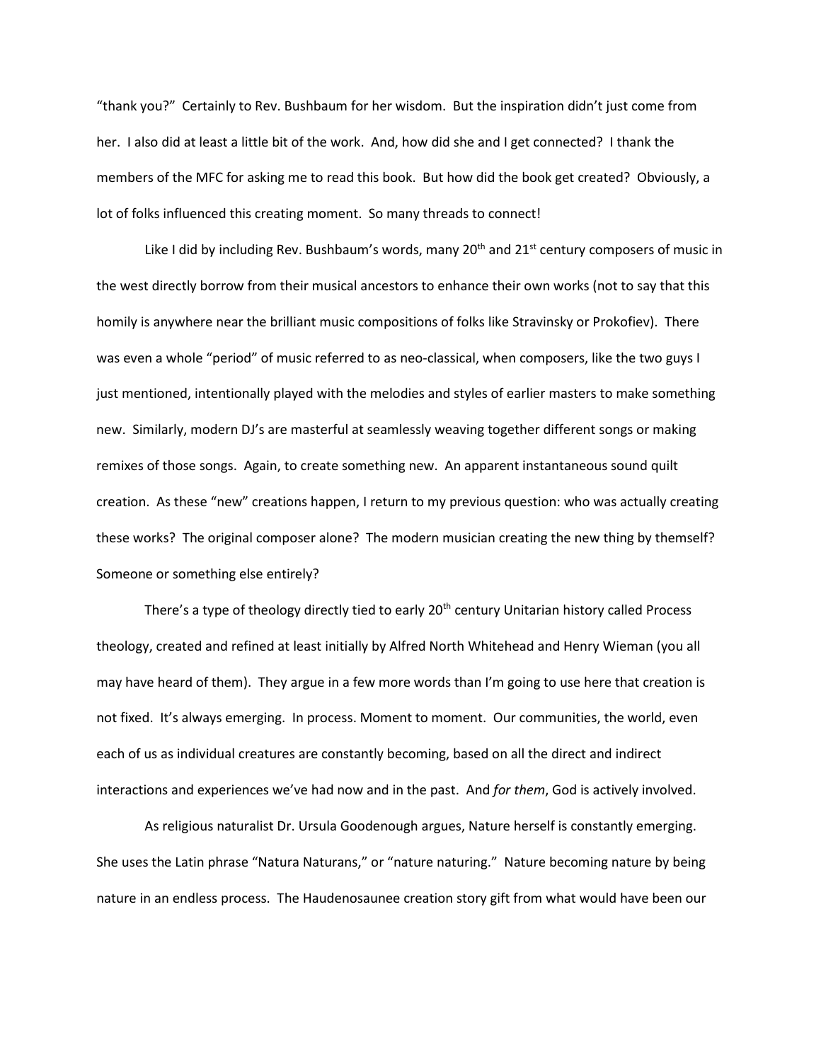"thank you?" Certainly to Rev. Bushbaum for her wisdom. But the inspiration didn't just come from her. I also did at least a little bit of the work. And, how did she and I get connected? I thank the members of the MFC for asking me to read this book. But how did the book get created? Obviously, a lot of folks influenced this creating moment. So many threads to connect!

Like I did by including Rev. Bushbaum's words, many 20th and 21st century composers of music in the west directly borrow from their musical ancestors to enhance their own works (not to say that this homily is anywhere near the brilliant music compositions of folks like Stravinsky or Prokofiev). There was even a whole "period" of music referred to as neo-classical, when composers, like the two guys I just mentioned, intentionally played with the melodies and styles of earlier masters to make something new. Similarly, modern DJ's are masterful at seamlessly weaving together different songs or making remixes of those songs. Again, to create something new. An apparent instantaneous sound quilt creation. As these "new" creations happen, I return to my previous question: who was actually creating these works? The original composer alone? The modern musician creating the new thing by themself? Someone or something else entirely?

There's a type of theology directly tied to early 20th century Unitarian history called Process theology, created and refined at least initially by Alfred North Whitehead and Henry Wieman (you all may have heard of them). They argue in a few more words than I'm going to use here that creation is not fixed. It's always emerging. In process. Moment to moment. Our communities, the world, even each of us as individual creatures are constantly becoming, based on all the direct and indirect interactions and experiences we've had now and in the past. And *for them*, God is actively involved.

As religious naturalist Dr. Ursula Goodenough argues, Nature herself is constantly emerging. She uses the Latin phrase "Natura Naturans," or "nature naturing." Nature becoming nature by being nature in an endless process. The Haudenosaunee creation story gift from what would have been our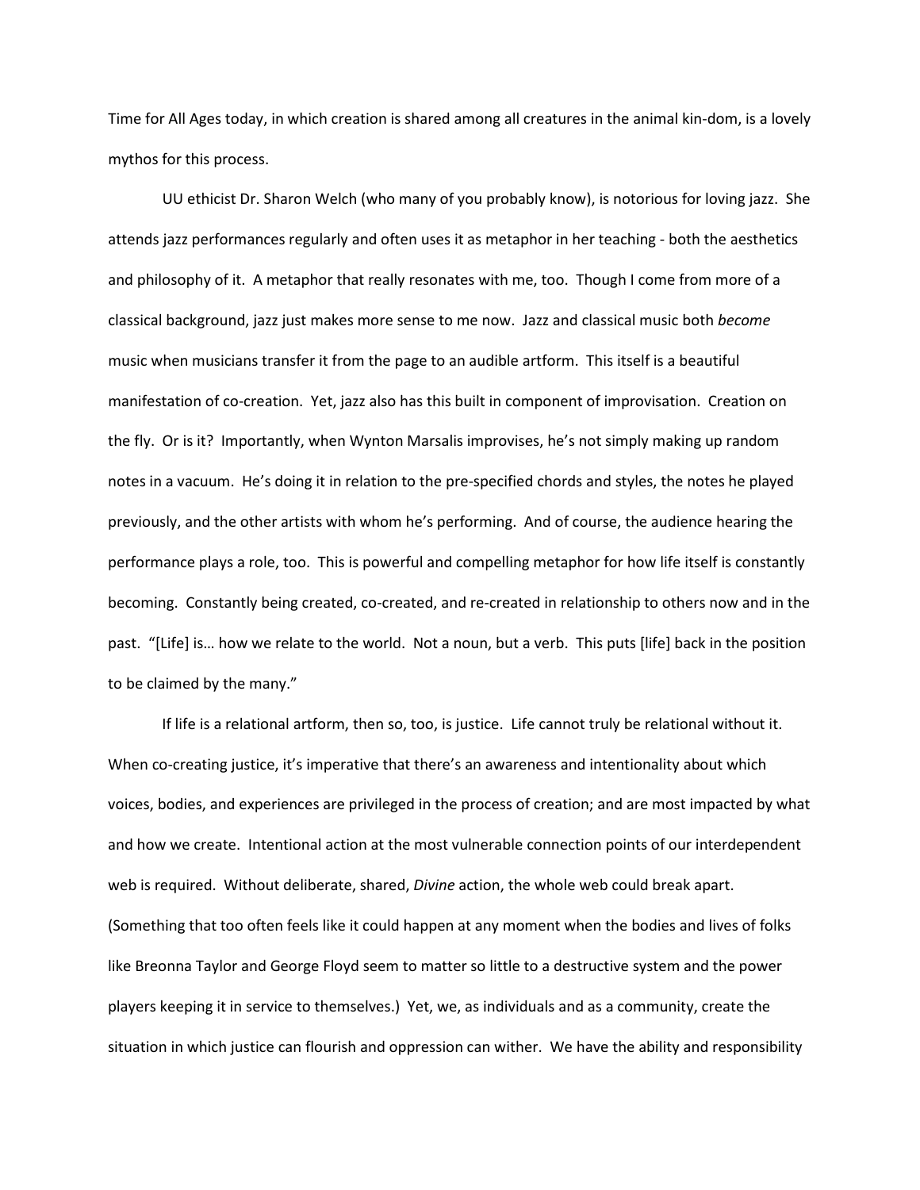Time for All Ages today, in which creation is shared among all creatures in the animal kin-dom, is a lovely mythos for this process.

UU ethicist Dr. Sharon Welch (who many of you probably know), is notorious for loving jazz. She attends jazz performances regularly and often uses it as metaphor in her teaching - both the aesthetics and philosophy of it. A metaphor that really resonates with me, too. Though I come from more of a classical background, jazz just makes more sense to me now. Jazz and classical music both *become* music when musicians transfer it from the page to an audible artform. This itself is a beautiful manifestation of co-creation. Yet, jazz also has this built in component of improvisation. Creation on the fly. Or is it? Importantly, when Wynton Marsalis improvises, he's not simply making up random notes in a vacuum. He's doing it in relation to the pre-specified chords and styles, the notes he played previously, and the other artists with whom he's performing. And of course, the audience hearing the performance plays a role, too. This is powerful and compelling metaphor for how life itself is constantly becoming. Constantly being created, co-created, and re-created in relationship to others now and in the past. "[Life] is… how we relate to the world. Not a noun, but a verb. This puts [life] back in the position to be claimed by the many."

If life is a relational artform, then so, too, is justice. Life cannot truly be relational without it. When co-creating justice, it's imperative that there's an awareness and intentionality about which voices, bodies, and experiences are privileged in the process of creation; and are most impacted by what and how we create. Intentional action at the most vulnerable connection points of our interdependent web is required. Without deliberate, shared, *Divine* action, the whole web could break apart. (Something that too often feels like it could happen at any moment when the bodies and lives of folks like Breonna Taylor and George Floyd seem to matter so little to a destructive system and the power players keeping it in service to themselves.) Yet, we, as individuals and as a community, create the situation in which justice can flourish and oppression can wither. We have the ability and responsibility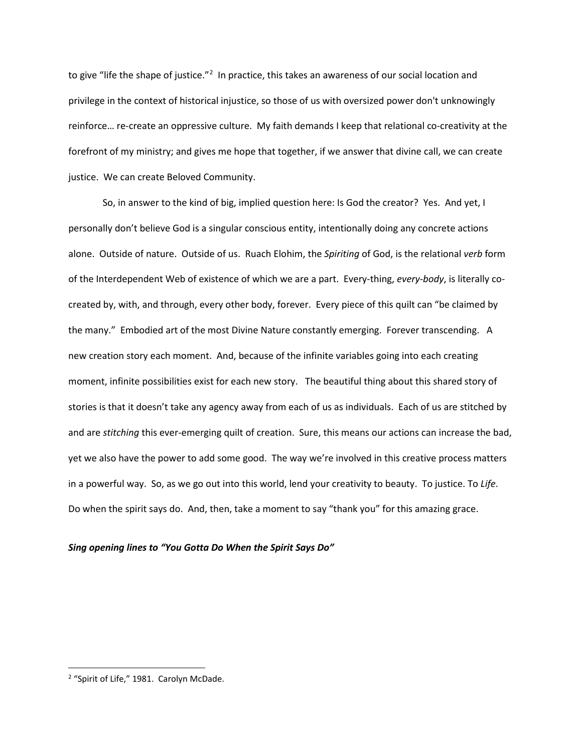to give "life the shape of justice."[2] In practice, this takes an awareness of our social location and privilege in the context of historical injustice, so those of us with oversized power don't unknowingly reinforce… re-create an oppressive culture. My faith demands I keep that relational co-creativity at the forefront of my ministry; and gives me hope that together, if we answer that divine call, we can create justice. We can create Beloved Community.

So, in answer to the kind of big, implied question here: Is God the creator? Yes. And yet, I personally don't believe God is a singular conscious entity, intentionally doing any concrete actions alone. Outside of nature. Outside of us. Ruach Elohim, the *Spiriting* of God, is the relational *verb* form of the Interdependent Web of existence of which we are a part. Every-thing, *every-body*, is literally co-created by, with, and through, every other body, forever. Every piece of this quilt can "be claimed by the many." Embodied art of the most Divine Nature constantly emerging. Forever transcending. A new creation story each moment. And, because of the infinite variables going into each creating moment, infinite possibilities exist for each new story. The beautiful thing about this shared story of stories is that it doesn't take any agency away from each of us as individuals. Each of us are stitched by and are *stitching* this ever-emerging quilt of creation. Sure, this means our actions can increase the bad, yet we also have the power to add some good. The way we're involved in this creative process matters in a powerful way. So, as we go out into this world, lend your creativity to beauty. To justice. To *Life*. Do when the spirit says do. And, then, take a moment to say "thank you" for this amazing grace.

***Sing opening lines to "You Gotta Do When the Spirit Says Do"***

---

[2] "Spirit of Life," 1981. Carolyn McDade.